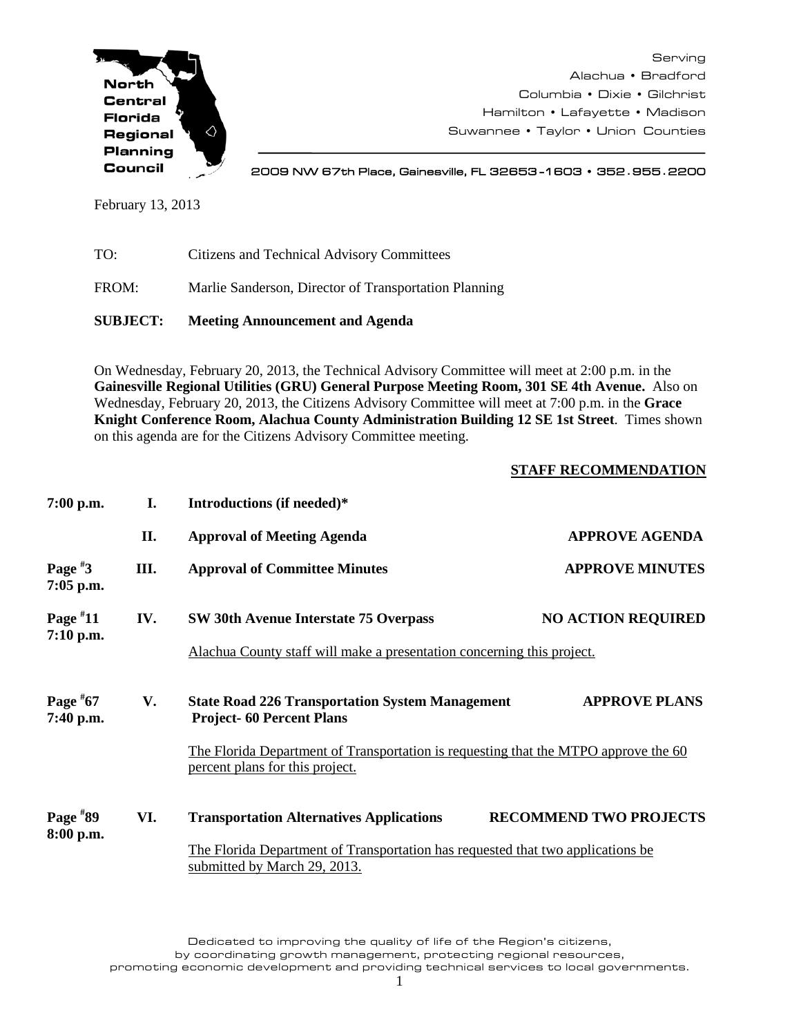**North Central Florida Regional Planning Council**

Serving
Alachua • Bradford
Columbia • Dixie • Gilchrist
Hamilton • Lafayette • Madison
Suwannee • Taylor • Union Counties

2009 NW 67th Place, Gainesville, FL 32653-1603 • 352.955.2200

February 13, 2013

TO: Citizens and Technical Advisory Committees

FROM: Marlie Sanderson, Director of Transportation Planning

**SUBJECT: Meeting Announcement and Agenda**

On Wednesday, February 20, 2013, the Technical Advisory Committee will meet at 2:00 p.m. in the **Gainesville Regional Utilities (GRU) General Purpose Meeting Room, 301 SE 4th Avenue.** Also on Wednesday, February 20, 2013, the Citizens Advisory Committee will meet at 7:00 p.m. in the **Grace Knight Conference Room, Alachua County Administration Building 12 SE 1st Street**. Times shown on this agenda are for the Citizens Advisory Committee meeting.

**STAFF RECOMMENDATION**

**7:00 p.m.** **I.** **Introductions (if needed)***

**II.** **Approval of Meeting Agenda** — **APPROVE AGENDA**

**Page #3 7:05 p.m.** **III.** **Approval of Committee Minutes** — **APPROVE MINUTES**

**Page #11 7:10 p.m.** **IV.** **SW 30th Avenue Interstate 75 Overpass** — **NO ACTION REQUIRED**

Alachua County staff will make a presentation concerning this project.

**Page #67 7:40 p.m.** **V.** **State Road 226 Transportation System Management Project- 60 Percent Plans** — **APPROVE PLANS**

The Florida Department of Transportation is requesting that the MTPO approve the 60 percent plans for this project.

**Page #89 8:00 p.m.** **VI.** **Transportation Alternatives Applications** — **RECOMMEND TWO PROJECTS**

The Florida Department of Transportation has requested that two applications be submitted by March 29, 2013.

Dedicated to improving the quality of life of the Region's citizens, by coordinating growth management, protecting regional resources, promoting economic development and providing technical services to local governments.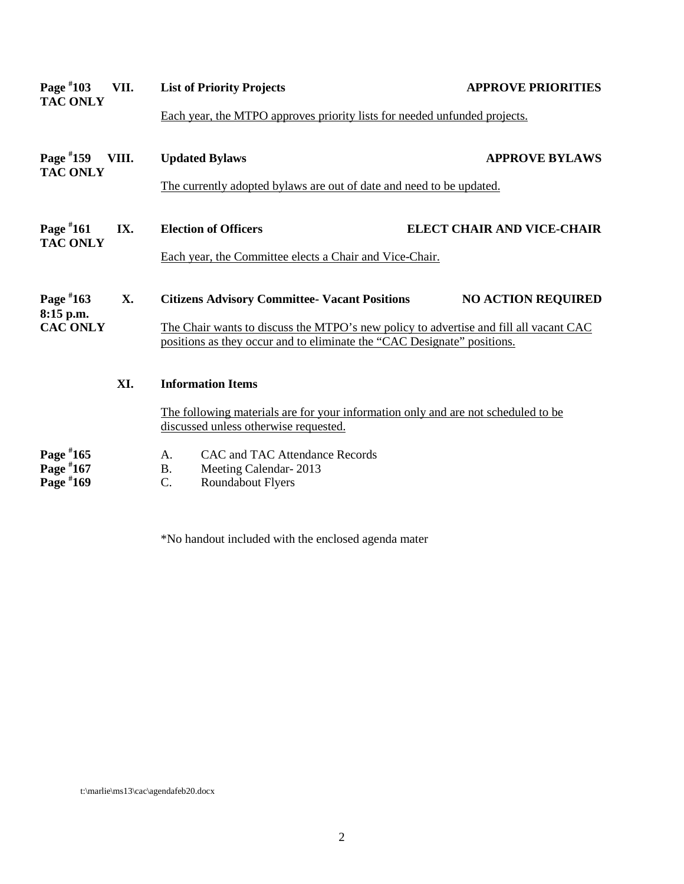**Page #103 TAC ONLY** **VII.** **List of Priority Projects** **APPROVE PRIORITIES**

Each year, the MTPO approves priority lists for needed unfunded projects.

**Page #159 TAC ONLY** **VIII.** **Updated Bylaws** **APPROVE BYLAWS**

The currently adopted bylaws are out of date and need to be updated.

**Page #161 TAC ONLY** **IX.** **Election of Officers** **ELECT CHAIR AND VICE-CHAIR**

Each year, the Committee elects a Chair and Vice-Chair.

**Page #163 8:15 p.m. CAC ONLY** **X.** **Citizens Advisory Committee- Vacant Positions** **NO ACTION REQUIRED**

The Chair wants to discuss the MTPO's new policy to advertise and fill all vacant CAC positions as they occur and to eliminate the "CAC Designate" positions.

**XI.** **Information Items**

The following materials are for your information only and are not scheduled to be discussed unless otherwise requested.

**Page #165** A. CAC and TAC Attendance Records
**Page #167** B. Meeting Calendar- 2013
**Page #169** C. Roundabout Flyers

*No handout included with the enclosed agenda mater

t:\marlie\ms13\cac\agendafeb20.docx